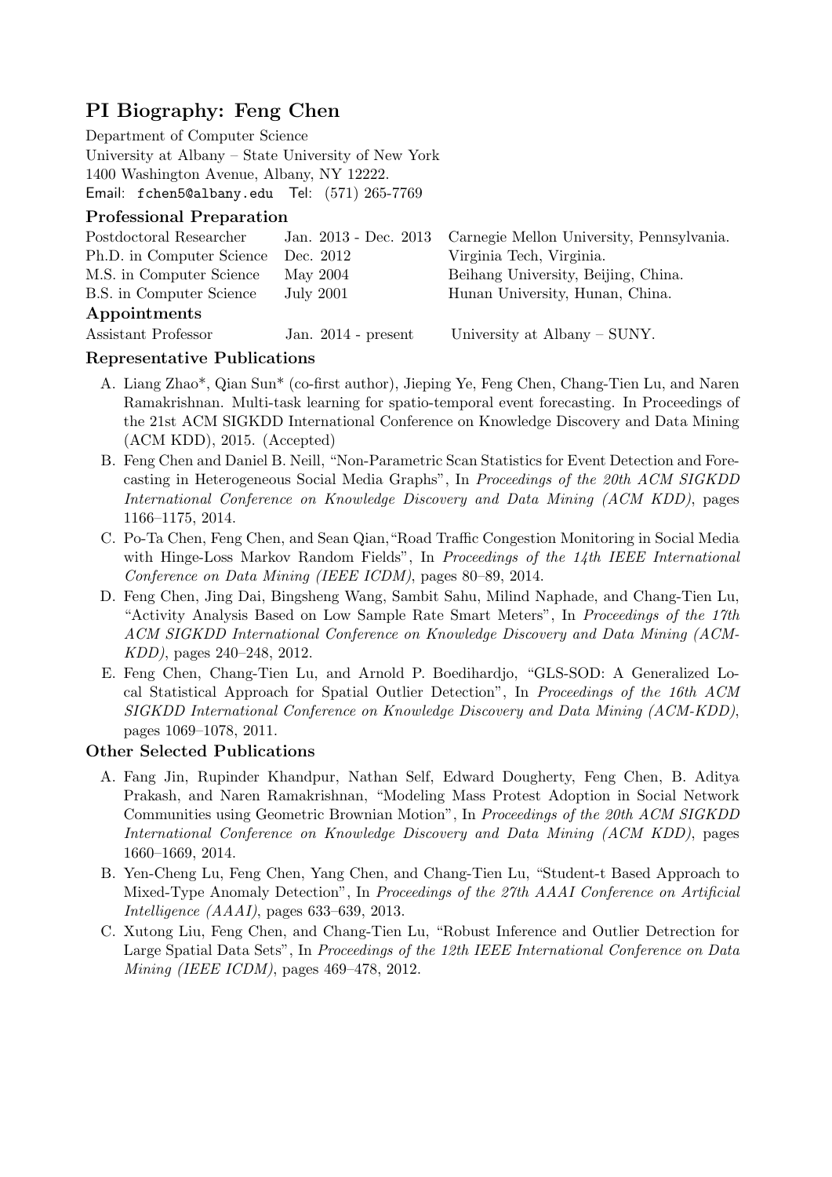# PI Biography: Feng Chen

Department of Computer Science
University at Albany – State University of New York
1400 Washington Avenue, Albany, NY 12222.
Email: fchen5@albany.edu Tel: (571) 265-7769

### Professional Preparation

| | | |
|---|---|---|
| Postdoctoral Researcher | Jan. 2013 - Dec. 2013 | Carnegie Mellon University, Pennsylvania. |
| Ph.D. in Computer Science | Dec. 2012 | Virginia Tech, Virginia. |
| M.S. in Computer Science | May 2004 | Beihang University, Beijing, China. |
| B.S. in Computer Science | July 2001 | Hunan University, Hunan, China. |

### Appointments

| | | |
|---|---|---|
| Assistant Professor | Jan. 2014 - present | University at Albany – SUNY. |

### Representative Publications

A. Liang Zhao*, Qian Sun* (co-first author), Jieping Ye, Feng Chen, Chang-Tien Lu, and Naren Ramakrishnan. Multi-task learning for spatio-temporal event forecasting. In Proceedings of the 21st ACM SIGKDD International Conference on Knowledge Discovery and Data Mining (ACM KDD), 2015. (Accepted)

B. Feng Chen and Daniel B. Neill, "Non-Parametric Scan Statistics for Event Detection and Forecasting in Heterogeneous Social Media Graphs", In *Proceedings of the 20th ACM SIGKDD International Conference on Knowledge Discovery and Data Mining (ACM KDD)*, pages 1166–1175, 2014.

C. Po-Ta Chen, Feng Chen, and Sean Qian, "Road Traffic Congestion Monitoring in Social Media with Hinge-Loss Markov Random Fields", In *Proceedings of the 14th IEEE International Conference on Data Mining (IEEE ICDM)*, pages 80–89, 2014.

D. Feng Chen, Jing Dai, Bingsheng Wang, Sambit Sahu, Milind Naphade, and Chang-Tien Lu, "Activity Analysis Based on Low Sample Rate Smart Meters", In *Proceedings of the 17th ACM SIGKDD International Conference on Knowledge Discovery and Data Mining (ACM-KDD)*, pages 240–248, 2012.

E. Feng Chen, Chang-Tien Lu, and Arnold P. Boedihardjo, "GLS-SOD: A Generalized Local Statistical Approach for Spatial Outlier Detection", In *Proceedings of the 16th ACM SIGKDD International Conference on Knowledge Discovery and Data Mining (ACM-KDD)*, pages 1069–1078, 2011.

### Other Selected Publications

A. Fang Jin, Rupinder Khandpur, Nathan Self, Edward Dougherty, Feng Chen, B. Aditya Prakash, and Naren Ramakrishnan, "Modeling Mass Protest Adoption in Social Network Communities using Geometric Brownian Motion", In *Proceedings of the 20th ACM SIGKDD International Conference on Knowledge Discovery and Data Mining (ACM KDD)*, pages 1660–1669, 2014.

B. Yen-Cheng Lu, Feng Chen, Yang Chen, and Chang-Tien Lu, "Student-t Based Approach to Mixed-Type Anomaly Detection", In *Proceedings of the 27th AAAI Conference on Artificial Intelligence (AAAI)*, pages 633–639, 2013.

C. Xutong Liu, Feng Chen, and Chang-Tien Lu, "Robust Inference and Outlier Detrection for Large Spatial Data Sets", In *Proceedings of the 12th IEEE International Conference on Data Mining (IEEE ICDM)*, pages 469–478, 2012.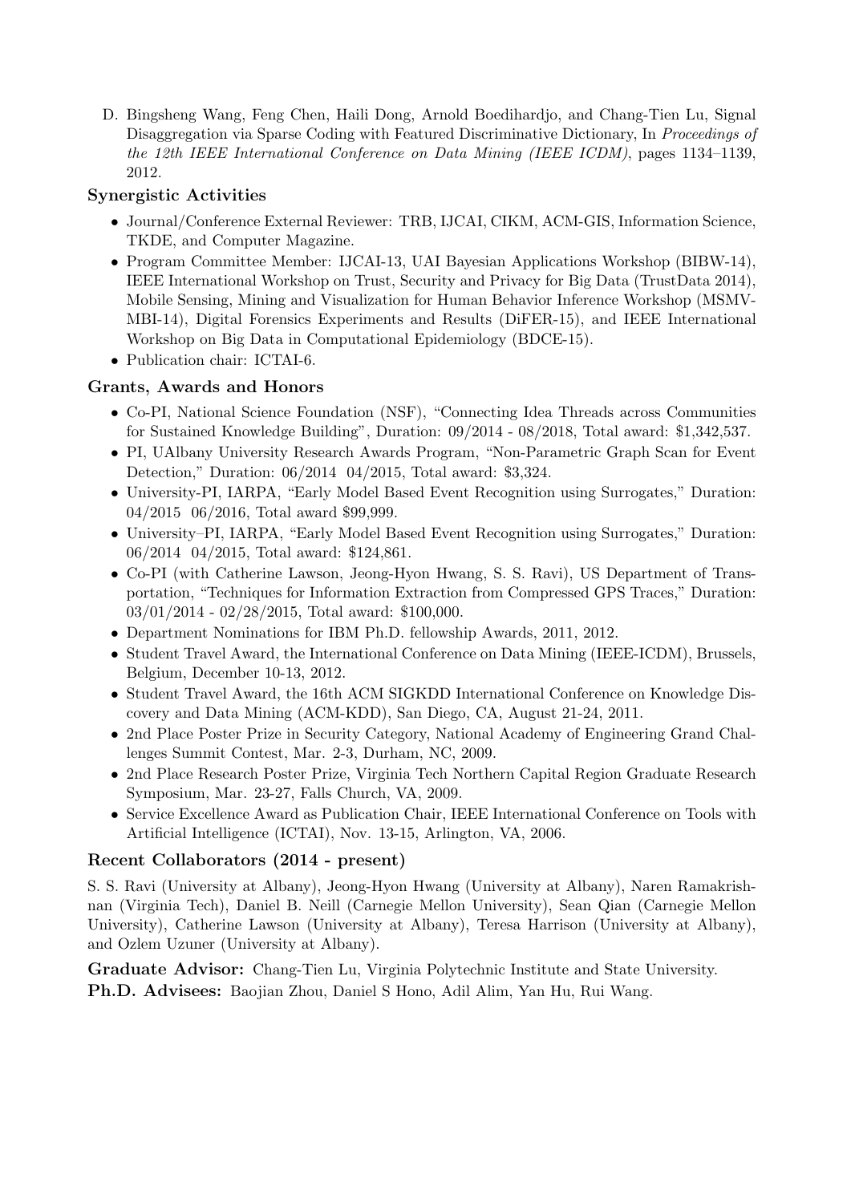D. Bingsheng Wang, Feng Chen, Haili Dong, Arnold Boedihardjo, and Chang-Tien Lu, Signal Disaggregation via Sparse Coding with Featured Discriminative Dictionary, In *Proceedings of the 12th IEEE International Conference on Data Mining (IEEE ICDM)*, pages 1134–1139, 2012.

### Synergistic Activities

- Journal/Conference External Reviewer: TRB, IJCAI, CIKM, ACM-GIS, Information Science, TKDE, and Computer Magazine.
- Program Committee Member: IJCAI-13, UAI Bayesian Applications Workshop (BIBW-14), IEEE International Workshop on Trust, Security and Privacy for Big Data (TrustData 2014), Mobile Sensing, Mining and Visualization for Human Behavior Inference Workshop (MSMV-MBI-14), Digital Forensics Experiments and Results (DiFER-15), and IEEE International Workshop on Big Data in Computational Epidemiology (BDCE-15).
- Publication chair: ICTAI-6.

### Grants, Awards and Honors

- Co-PI, National Science Foundation (NSF), "Connecting Idea Threads across Communities for Sustained Knowledge Building", Duration: 09/2014 - 08/2018, Total award: $1,342,537.
- PI, UAlbany University Research Awards Program, "Non-Parametric Graph Scan for Event Detection," Duration: 06/2014 04/2015, Total award: $3,324.
- University-PI, IARPA, "Early Model Based Event Recognition using Surrogates," Duration: 04/2015 06/2016, Total award $99,999.
- University–PI, IARPA, "Early Model Based Event Recognition using Surrogates," Duration: 06/2014 04/2015, Total award: $124,861.
- Co-PI (with Catherine Lawson, Jeong-Hyon Hwang, S. S. Ravi), US Department of Transportation, "Techniques for Information Extraction from Compressed GPS Traces," Duration: 03/01/2014 - 02/28/2015, Total award: $100,000.
- Department Nominations for IBM Ph.D. fellowship Awards, 2011, 2012.
- Student Travel Award, the International Conference on Data Mining (IEEE-ICDM), Brussels, Belgium, December 10-13, 2012.
- Student Travel Award, the 16th ACM SIGKDD International Conference on Knowledge Discovery and Data Mining (ACM-KDD), San Diego, CA, August 21-24, 2011.
- 2nd Place Poster Prize in Security Category, National Academy of Engineering Grand Challenges Summit Contest, Mar. 2-3, Durham, NC, 2009.
- 2nd Place Research Poster Prize, Virginia Tech Northern Capital Region Graduate Research Symposium, Mar. 23-27, Falls Church, VA, 2009.
- Service Excellence Award as Publication Chair, IEEE International Conference on Tools with Artificial Intelligence (ICTAI), Nov. 13-15, Arlington, VA, 2006.

### Recent Collaborators (2014 - present)

S. S. Ravi (University at Albany), Jeong-Hyon Hwang (University at Albany), Naren Ramakrishnan (Virginia Tech), Daniel B. Neill (Carnegie Mellon University), Sean Qian (Carnegie Mellon University), Catherine Lawson (University at Albany), Teresa Harrison (University at Albany), and Ozlem Uzuner (University at Albany).

**Graduate Advisor:** Chang-Tien Lu, Virginia Polytechnic Institute and State University.

**Ph.D. Advisees:** Baojian Zhou, Daniel S Hono, Adil Alim, Yan Hu, Rui Wang.